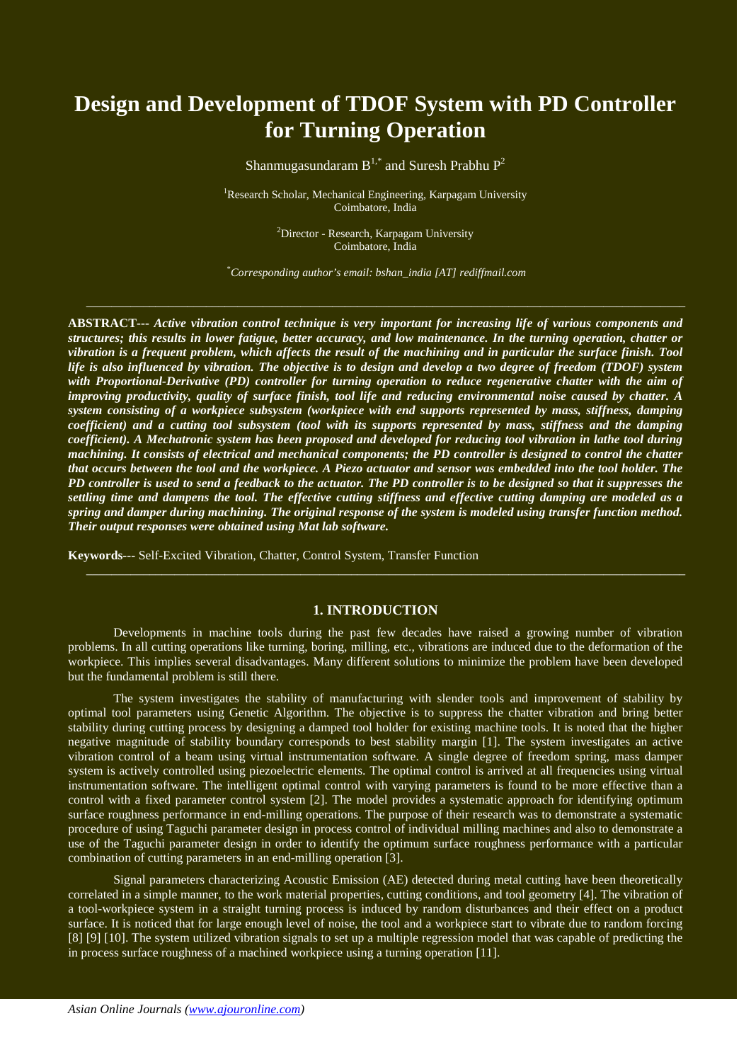# Design and Development of TDOF System with PD Controller for Turning Operation

Shanmugasundaram B[1,*] and Suresh Prabhu P[2]

[1]Research Scholar, Mechanical Engineering, Karpagam University
Coimbatore, India

[2]Director - Research, Karpagam University
Coimbatore, India

[*]*Corresponding author's email: bshan_india [AT] rediffmail.com*

---

**ABSTRACT---** ***Active vibration control technique is very important for increasing life of various components and structures; this results in lower fatigue, better accuracy, and low maintenance. In the turning operation, chatter or vibration is a frequent problem, which affects the result of the machining and in particular the surface finish. Tool life is also influenced by vibration. The objective is to design and develop a two degree of freedom (TDOF) system with Proportional-Derivative (PD) controller for turning operation to reduce regenerative chatter with the aim of improving productivity, quality of surface finish, tool life and reducing environmental noise caused by chatter. A system consisting of a workpiece subsystem (workpiece with end supports represented by mass, stiffness, damping coefficient) and a cutting tool subsystem (tool with its supports represented by mass, stiffness and the damping coefficient). A Mechatronic system has been proposed and developed for reducing tool vibration in lathe tool during machining. It consists of electrical and mechanical components; the PD controller is designed to control the chatter that occurs between the tool and the workpiece. A Piezo actuator and sensor was embedded into the tool holder. The PD controller is used to send a feedback to the actuator. The PD controller is to be designed so that it suppresses the settling time and dampens the tool. The effective cutting stiffness and effective cutting damping are modeled as a spring and damper during machining. The original response of the system is modeled using transfer function method. Their output responses were obtained using Mat lab software.***

**Keywords---** Self-Excited Vibration, Chatter, Control System, Transfer Function

---

## 1. INTRODUCTION

Developments in machine tools during the past few decades have raised a growing number of vibration problems. In all cutting operations like turning, boring, milling, etc., vibrations are induced due to the deformation of the workpiece. This implies several disadvantages. Many different solutions to minimize the problem have been developed but the fundamental problem is still there.

The system investigates the stability of manufacturing with slender tools and improvement of stability by optimal tool parameters using Genetic Algorithm. The objective is to suppress the chatter vibration and bring better stability during cutting process by designing a damped tool holder for existing machine tools. It is noted that the higher negative magnitude of stability boundary corresponds to best stability margin [1]. The system investigates an active vibration control of a beam using virtual instrumentation software. A single degree of freedom spring, mass damper system is actively controlled using piezoelectric elements. The optimal control is arrived at all frequencies using virtual instrumentation software. The intelligent optimal control with varying parameters is found to be more effective than a control with a fixed parameter control system [2]. The model provides a systematic approach for identifying optimum surface roughness performance in end-milling operations. The purpose of their research was to demonstrate a systematic procedure of using Taguchi parameter design in process control of individual milling machines and also to demonstrate a use of the Taguchi parameter design in order to identify the optimum surface roughness performance with a particular combination of cutting parameters in an end-milling operation [3].

Signal parameters characterizing Acoustic Emission (AE) detected during metal cutting have been theoretically correlated in a simple manner, to the work material properties, cutting conditions, and tool geometry [4]. The vibration of a tool-workpiece system in a straight turning process is induced by random disturbances and their effect on a product surface. It is noticed that for large enough level of noise, the tool and a workpiece start to vibrate due to random forcing [8] [9] [10]. The system utilized vibration signals to set up a multiple regression model that was capable of predicting the in process surface roughness of a machined workpiece using a turning operation [11].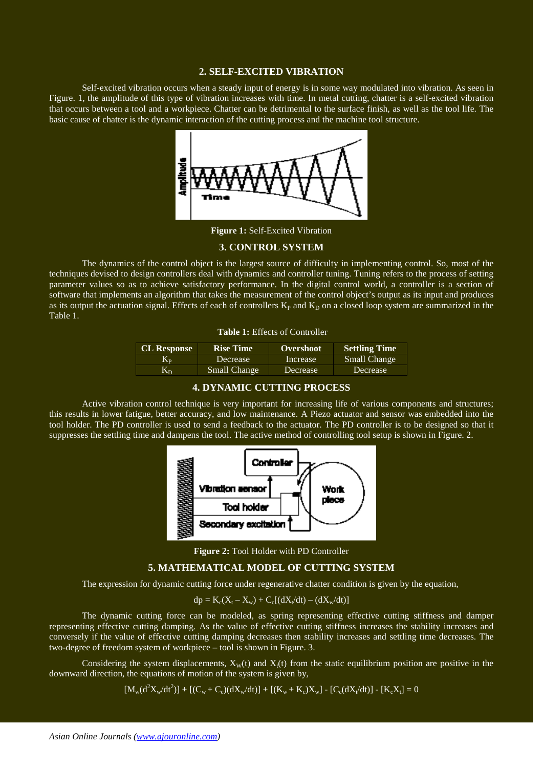## 2. SELF-EXCITED VIBRATION

Self-excited vibration occurs when a steady input of energy is in some way modulated into vibration. As seen in Figure. 1, the amplitude of this type of vibration increases with time. In metal cutting, chatter is a self-excited vibration that occurs between a tool and a workpiece. Chatter can be detrimental to the surface finish, as well as the tool life. The basic cause of chatter is the dynamic interaction of the cutting process and the machine tool structure.

**Figure 1:** Self-Excited Vibration

## 3. CONTROL SYSTEM

The dynamics of the control object is the largest source of difficulty in implementing control. So, most of the techniques devised to design controllers deal with dynamics and controller tuning. Tuning refers to the process of setting parameter values so as to achieve satisfactory performance. In the digital control world, a controller is a section of software that implements an algorithm that takes the measurement of the control object's output as its input and produces as its output the actuation signal. Effects of each of controllers $K_P$ and $K_D$ on a closed loop system are summarized in the Table 1.

**Table 1:** Effects of Controller

| CL Response | Rise Time | Overshoot | Settling Time |
|---|---|---|---|
| $K_P$ | Decrease | Increase | Small Change |
| $K_D$ | Small Change | Decrease | Decrease |

## 4. DYNAMIC CUTTING PROCESS

Active vibration control technique is very important for increasing life of various components and structures; this results in lower fatigue, better accuracy, and low maintenance. A Piezo actuator and sensor was embedded into the tool holder. The PD controller is used to send a feedback to the actuator. The PD controller is to be designed so that it suppresses the settling time and dampens the tool. The active method of controlling tool setup is shown in Figure. 2.

**Figure 2:** Tool Holder with PD Controller

## 5. MATHEMATICAL MODEL OF CUTTING SYSTEM

The expression for dynamic cutting force under regenerative chatter condition is given by the equation,

$$dp = K_c(X_t - X_w) + C_c[(dX_t/dt) - (dX_w/dt)]$$

The dynamic cutting force can be modeled, as spring representing effective cutting stiffness and damper representing effective cutting damping. As the value of effective cutting stiffness increases the stability increases and conversely if the value of effective cutting damping decreases then stability increases and settling time decreases. The two-degree of freedom system of workpiece – tool is shown in Figure. 3.

Considering the system displacements, $X_W(t)$ and $X_t(t)$ from the static equilibrium position are positive in the downward direction, the equations of motion of the system is given by,

$$[M_w(d^2X_w/dt^2)] + [(C_w + C_c)(dX_w/dt)] + [(K_w + K_c)X_w] - [C_c(dX_t/dt)] - [K_cX_t] = 0$$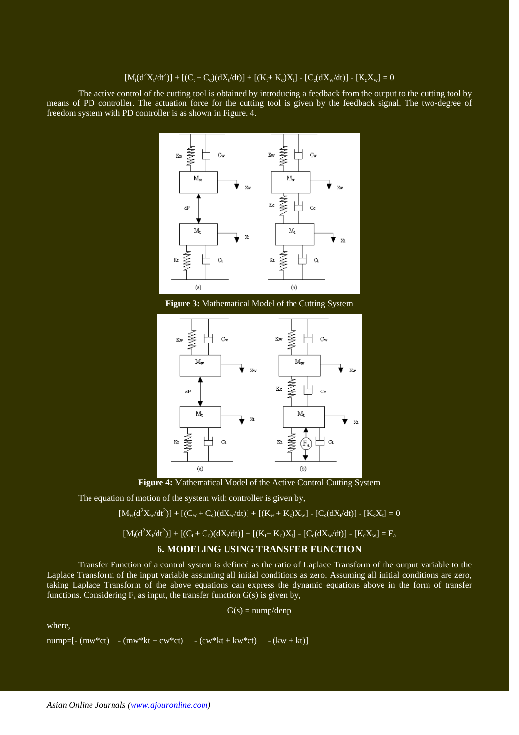$$[M_t(d^2X_t/dt^2)] + [(C_t + C_c)(dX_t/dt)] + [(K_t + K_c)X_t] - [C_c(dX_w/dt)] - [K_cX_w] = 0$$

The active control of the cutting tool is obtained by introducing a feedback from the output to the cutting tool by means of PD controller. The actuation force for the cutting tool is given by the feedback signal. The two-degree of freedom system with PD controller is as shown in Figure. 4.

**Figure 3:** Mathematical Model of the Cutting System

**Figure 4:** Mathematical Model of the Active Control Cutting System

The equation of motion of the system with controller is given by,

$$[M_w(d^2X_w/dt^2)] + [(C_w + C_c)(dX_w/dt)] + [(K_w + K_c)X_w] - [C_c(dX_t/dt)] - [K_cX_t] = 0$$

$$[M_t(d^2X_t/dt^2)] + [(C_t + C_c)(dX_t/dt)] + [(K_t + K_c)X_t] - [C_c(dX_w/dt)] - [K_cX_w] = F_a$$

## 6. MODELING USING TRANSFER FUNCTION

Transfer Function of a control system is defined as the ratio of Laplace Transform of the output variable to the Laplace Transform of the input variable assuming all initial conditions as zero. Assuming all initial conditions are zero, taking Laplace Transform of the above equations can express the dynamic equations above in the form of transfer functions. Considering $F_a$ as input, the transfer function G(s) is given by,

$$G(s) = nump/denp$$

where,

nump=[- (mw*ct)   - (mw*kt + cw*ct)   - (cw*kt + kw*ct)   - (kw + kt)]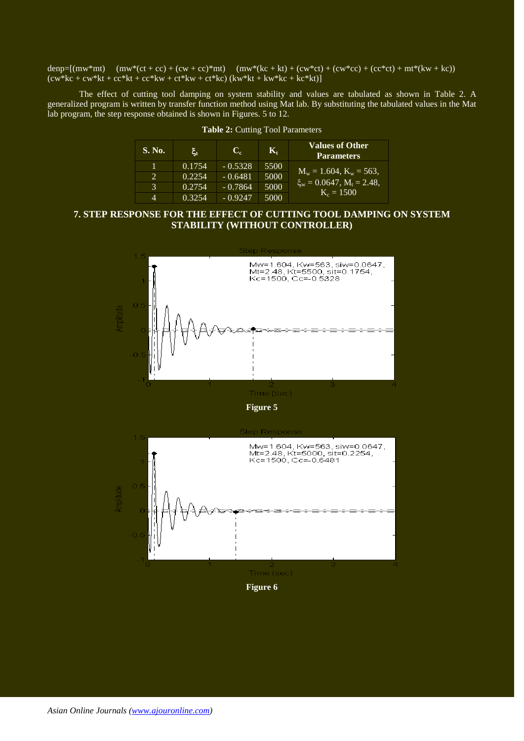denp=[(mw*mt)    (mw*(ct + cc) + (cw + cc)*mt)    (mw*(kc + kt) + (cw*ct) + (cw*cc) + (cc*ct) + mt*(kw + kc))    (cw*kc + cw*kt + cc*kt + cc*kw + ct*kw + ct*kc) (kw*kt + kw*kc + kc*kt)]

The effect of cutting tool damping on system stability and values are tabulated as shown in Table 2. A generalized program is written by transfer function method using Mat lab. By substituting the tabulated values in the Mat lab program, the step response obtained is shown in Figures. 5 to 12.

**Table 2:** Cutting Tool Parameters

| S. No. | $\xi_t$ | $C_c$ | $K_t$ | Values of Other Parameters |
|---|---|---|---|---|
| 1 | 0.1754 | - 0.5328 | 5500 | $M_w$ = 1.604, $K_w$ = 563, $\xi_w$ = 0.0647, $M_t$ = 2.48, $K_c$ = 1500 |
| 2 | 0.2254 | - 0.6481 | 5000 | |
| 3 | 0.2754 | - 0.7864 | 5000 | |
| 4 | 0.3254 | - 0.9247 | 5000 | |

## 7. STEP RESPONSE FOR THE EFFECT OF CUTTING TOOL DAMPING ON SYSTEM STABILITY (WITHOUT CONTROLLER)

**Figure 5**

**Figure 6**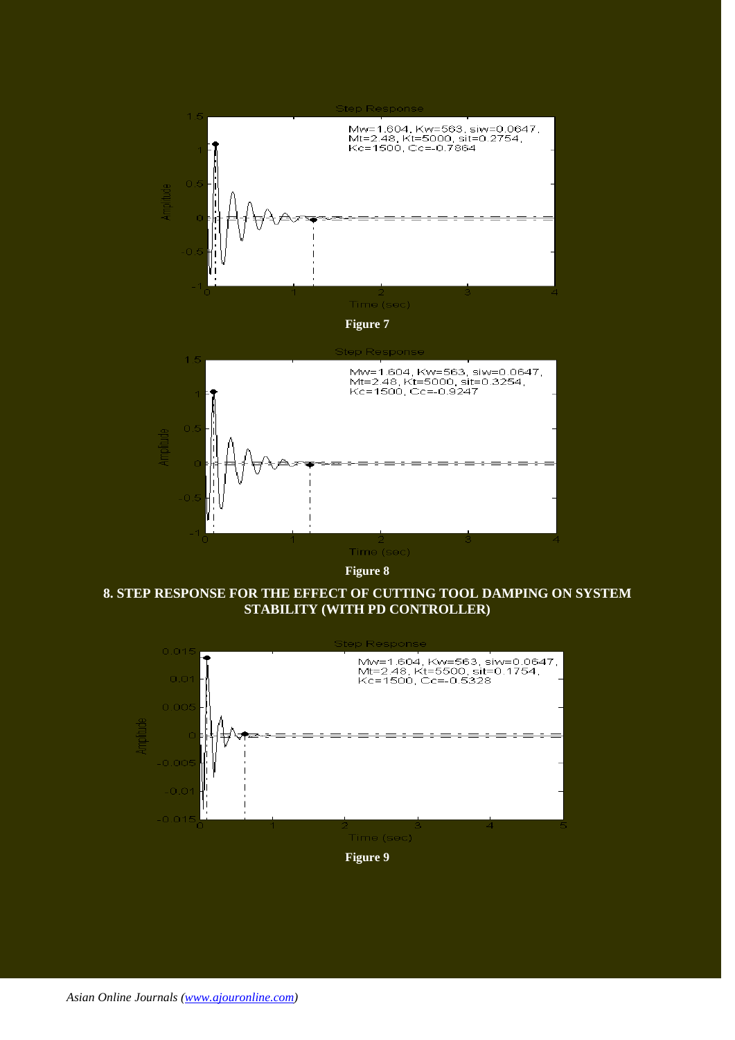Figure 7

Figure 8

## 8. STEP RESPONSE FOR THE EFFECT OF CUTTING TOOL DAMPING ON SYSTEM STABILITY (WITH PD CONTROLLER)

Figure 9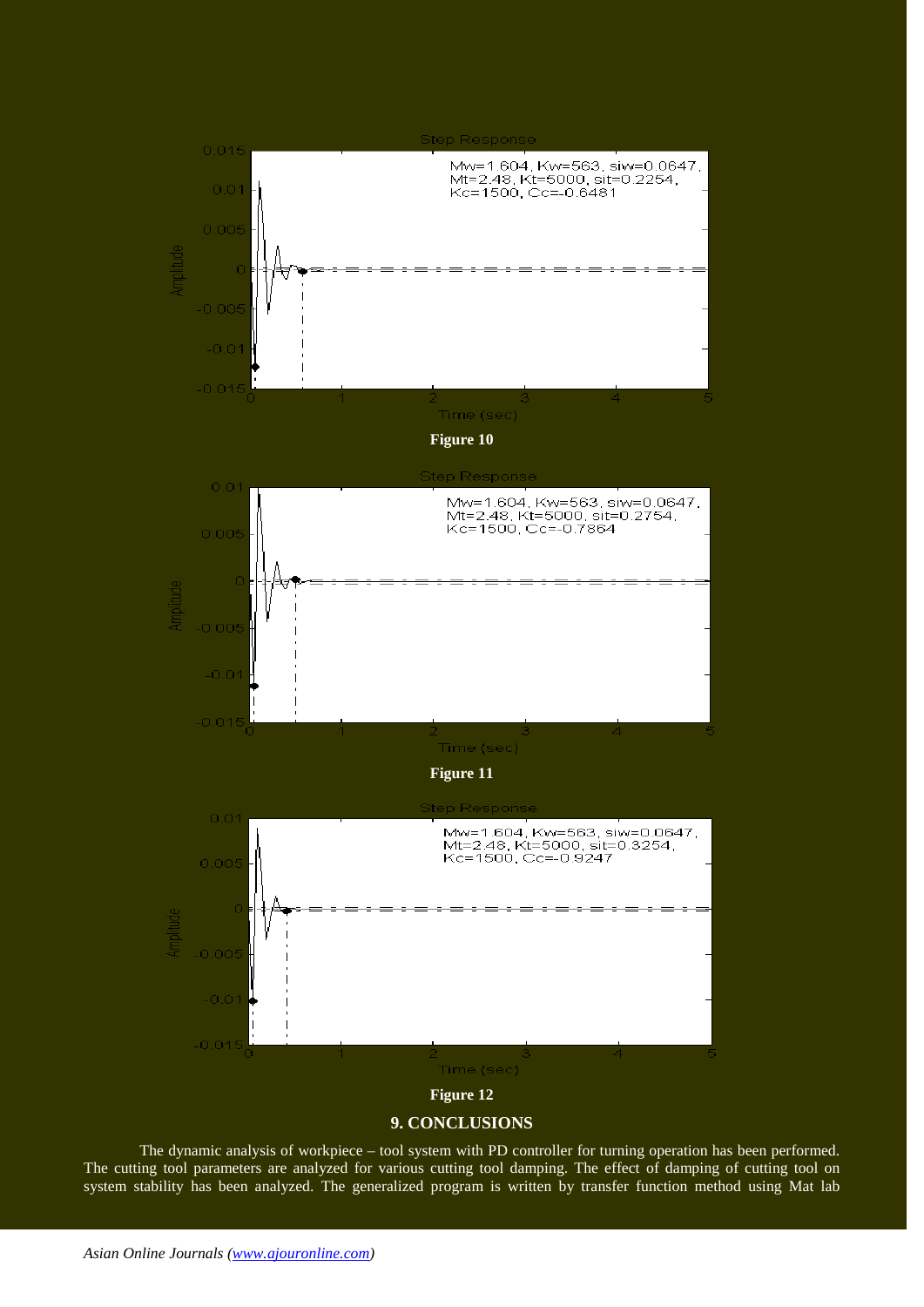Figure 10

Figure 11

Figure 12

## 9. CONCLUSIONS

The dynamic analysis of workpiece – tool system with PD controller for turning operation has been performed. The cutting tool parameters are analyzed for various cutting tool damping. The effect of damping of cutting tool on system stability has been analyzed. The generalized program is written by transfer function method using Mat lab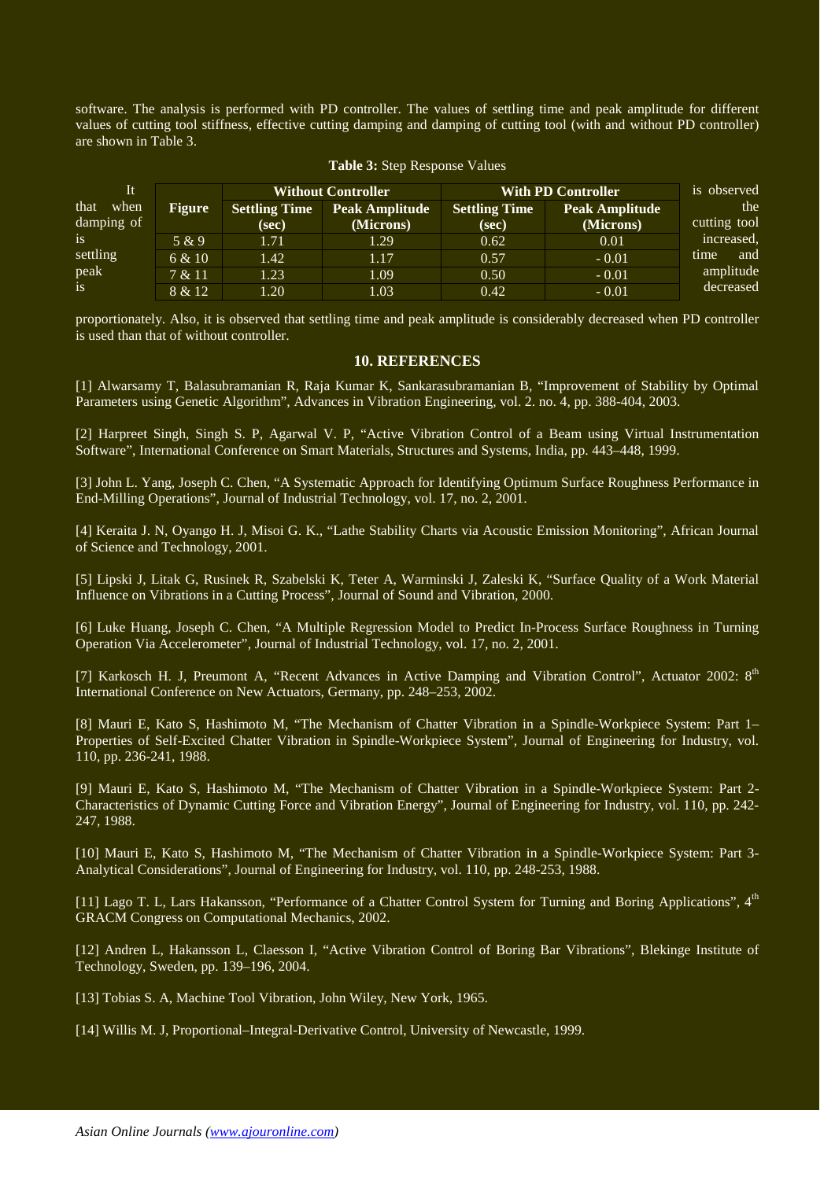software. The analysis is performed with PD controller. The values of settling time and peak amplitude for different values of cutting tool stiffness, effective cutting damping and damping of cutting tool (with and without PD controller) are shown in Table 3.

**Table 3:** Step Response Values

| Figure | Without Controller | | With PD Controller | |
|---|---|---|---|---|
| | Settling Time (sec) | Peak Amplitude (Microns) | Settling Time (sec) | Peak Amplitude (Microns) |
| 5 & 9 | 1.71 | 1.29 | 0.62 | 0.01 |
| 6 & 10 | 1.42 | 1.17 | 0.57 | - 0.01 |
| 7 & 11 | 1.23 | 1.09 | 0.50 | - 0.01 |
| 8 & 12 | 1.20 | 1.03 | 0.42 | - 0.01 |

It is observed that when the damping of cutting tool is increased, settling time and peak amplitude is decreased proportionately. Also, it is observed that settling time and peak amplitude is considerably decreased when PD controller is used than that of without controller.

## 10. REFERENCES

[1] Alwarsamy T, Balasubramanian R, Raja Kumar K, Sankarasubramanian B, "Improvement of Stability by Optimal Parameters using Genetic Algorithm", Advances in Vibration Engineering, vol. 2. no. 4, pp. 388-404, 2003.

[2] Harpreet Singh, Singh S. P, Agarwal V. P, "Active Vibration Control of a Beam using Virtual Instrumentation Software", International Conference on Smart Materials, Structures and Systems, India, pp. 443–448, 1999.

[3] John L. Yang, Joseph C. Chen, "A Systematic Approach for Identifying Optimum Surface Roughness Performance in End-Milling Operations", Journal of Industrial Technology, vol. 17, no. 2, 2001.

[4] Keraita J. N, Oyango H. J, Misoi G. K., "Lathe Stability Charts via Acoustic Emission Monitoring", African Journal of Science and Technology, 2001.

[5] Lipski J, Litak G, Rusinek R, Szabelski K, Teter A, Warminski J, Zaleski K, "Surface Quality of a Work Material Influence on Vibrations in a Cutting Process", Journal of Sound and Vibration, 2000.

[6] Luke Huang, Joseph C. Chen, "A Multiple Regression Model to Predict In-Process Surface Roughness in Turning Operation Via Accelerometer", Journal of Industrial Technology, vol. 17, no. 2, 2001.

[7] Karkosch H. J, Preumont A, "Recent Advances in Active Damping and Vibration Control", Actuator 2002: 8th International Conference on New Actuators, Germany, pp. 248–253, 2002.

[8] Mauri E, Kato S, Hashimoto M, "The Mechanism of Chatter Vibration in a Spindle-Workpiece System: Part 1–Properties of Self-Excited Chatter Vibration in Spindle-Workpiece System", Journal of Engineering for Industry, vol. 110, pp. 236-241, 1988.

[9] Mauri E, Kato S, Hashimoto M, "The Mechanism of Chatter Vibration in a Spindle-Workpiece System: Part 2-Characteristics of Dynamic Cutting Force and Vibration Energy", Journal of Engineering for Industry, vol. 110, pp. 242-247, 1988.

[10] Mauri E, Kato S, Hashimoto M, "The Mechanism of Chatter Vibration in a Spindle-Workpiece System: Part 3-Analytical Considerations", Journal of Engineering for Industry, vol. 110, pp. 248-253, 1988.

[11] Lago T. L, Lars Hakansson, "Performance of a Chatter Control System for Turning and Boring Applications", 4th GRACM Congress on Computational Mechanics, 2002.

[12] Andren L, Hakansson L, Claesson I, "Active Vibration Control of Boring Bar Vibrations", Blekinge Institute of Technology, Sweden, pp. 139–196, 2004.

[13] Tobias S. A, Machine Tool Vibration, John Wiley, New York, 1965.

[14] Willis M. J, Proportional–Integral-Derivative Control, University of Newcastle, 1999.